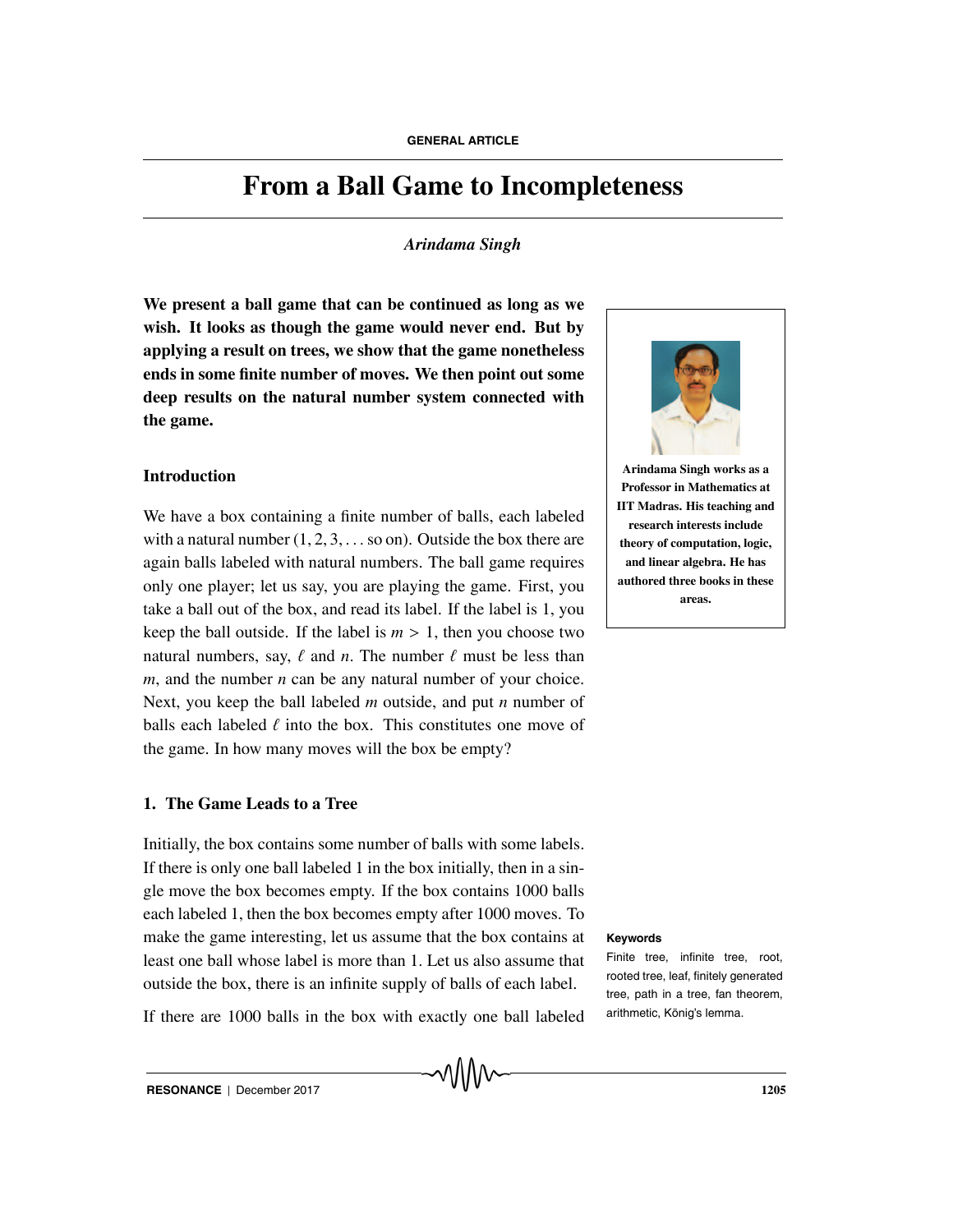GENERAL ARTICLE

# From a Ball Game to Incompleteness

*Arindama Singh*

**We present a ball game that can be continued as long as we wish. It looks as though the game would never end. But by applying a result on trees, we show that the game nonetheless ends in some finite number of moves. We then point out some deep results on the natural number system connected with the game.**

**Arindama Singh works as a Professor in Mathematics at IIT Madras. His teaching and research interests include theory of computation, logic, and linear algebra. He has authored three books in these areas.**

## Introduction

We have a box containing a finite number of balls, each labeled with a natural number $(1, 2, 3, \ldots$ so on). Outside the box there are again balls labeled with natural numbers. The ball game requires only one player; let us say, you are playing the game. First, you take a ball out of the box, and read its label. If the label is 1, you keep the ball outside. If the label is $m > 1$, then you choose two natural numbers, say, $\ell$ and $n$. The number $\ell$ must be less than $m$, and the number $n$ can be any natural number of your choice. Next, you keep the ball labeled $m$ outside, and put $n$ number of balls each labeled $\ell$ into the box. This constitutes one move of the game. In how many moves will the box be empty?

## 1. The Game Leads to a Tree

Initially, the box contains some number of balls with some labels. If there is only one ball labeled 1 in the box initially, then in a single move the box becomes empty. If the box contains 1000 balls each labeled 1, then the box becomes empty after 1000 moves. To make the game interesting, let us assume that the box contains at least one ball whose label is more than 1. Let us also assume that outside the box, there is an infinite supply of balls of each label.

**Keywords**

Finite tree, infinite tree, root, rooted tree, leaf, finitely generated tree, path in a tree, fan theorem, arithmetic, König's lemma.

If there are 1000 balls in the box with exactly one ball labeled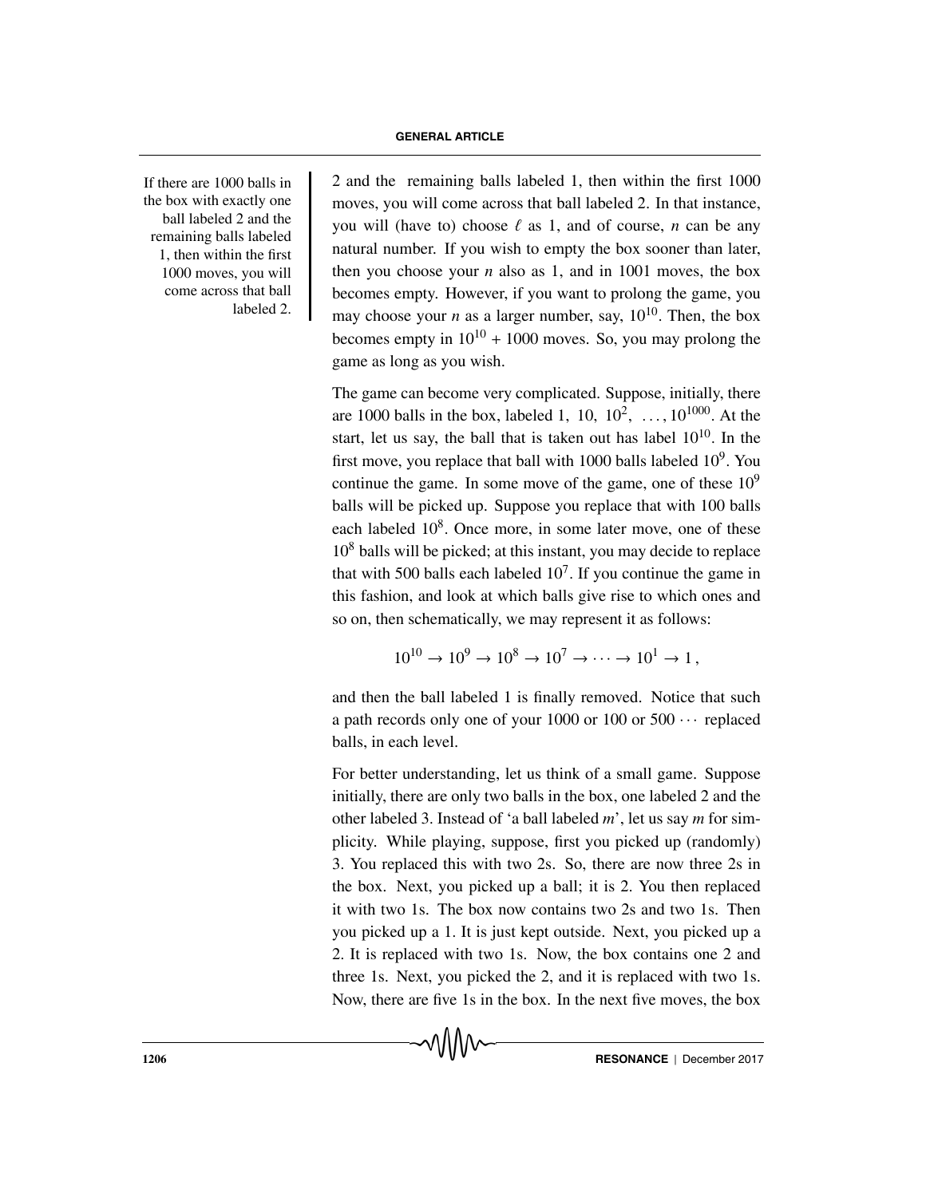If there are 1000 balls in the box with exactly one ball labeled 2 and the remaining balls labeled 1, then within the first 1000 moves, you will come across that ball labeled 2.

2 and the remaining balls labeled 1, then within the first 1000 moves, you will come across that ball labeled 2. In that instance, you will (have to) choose $\ell$ as 1, and of course, $n$ can be any natural number. If you wish to empty the box sooner than later, then you choose your $n$ also as 1, and in 1001 moves, the box becomes empty. However, if you want to prolong the game, you may choose your $n$ as a larger number, say, $10^{10}$. Then, the box becomes empty in $10^{10} + 1000$ moves. So, you may prolong the game as long as you wish.

The game can become very complicated. Suppose, initially, there are 1000 balls in the box, labeled $1,\ 10,\ 10^2,\ \ldots, 10^{1000}$. At the start, let us say, the ball that is taken out has label $10^{10}$. In the first move, you replace that ball with 1000 balls labeled $10^9$. You continue the game. In some move of the game, one of these $10^9$ balls will be picked up. Suppose you replace that with 100 balls each labeled $10^8$. Once more, in some later move, one of these $10^8$ balls will be picked; at this instant, you may decide to replace that with 500 balls each labeled $10^7$. If you continue the game in this fashion, and look at which balls give rise to which ones and so on, then schematically, we may represent it as follows:

$$10^{10} \to 10^9 \to 10^8 \to 10^7 \to \cdots \to 10^1 \to 1\,,$$

and then the ball labeled 1 is finally removed. Notice that such a path records only one of your 1000 or 100 or 500 $\cdots$ replaced balls, in each level.

For better understanding, let us think of a small game. Suppose initially, there are only two balls in the box, one labeled 2 and the other labeled 3. Instead of 'a ball labeled $m$', let us say $m$ for simplicity. While playing, suppose, first you picked up (randomly) 3. You replaced this with two 2s. So, there are now three 2s in the box. Next, you picked up a ball; it is 2. You then replaced it with two 1s. The box now contains two 2s and two 1s. Then you picked up a 1. It is just kept outside. Next, you picked up a 2. It is replaced with two 1s. Now, the box contains one 2 and three 1s. Next, you picked the 2, and it is replaced with two 1s. Now, there are five 1s in the box. In the next five moves, the box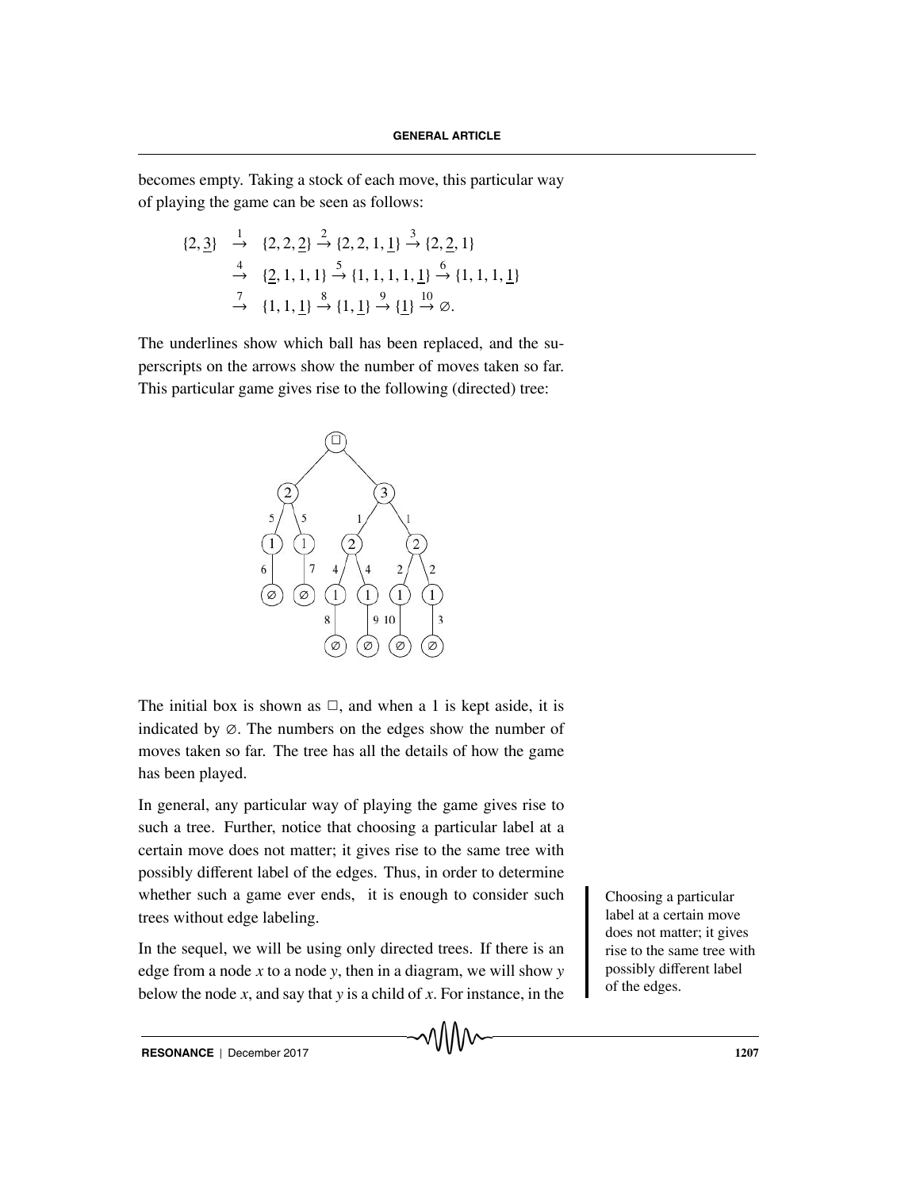becomes empty. Taking a stock of each move, this particular way of playing the game can be seen as follows:

$$
\begin{aligned}
\{2, \underline{3}\} &\overset{1}{\rightarrow} \{2, 2, \underline{2}\} \overset{2}{\rightarrow} \{2, 2, 1, \underline{1}\} \overset{3}{\rightarrow} \{2, \underline{2}, 1\} \\
&\overset{4}{\rightarrow} \{\underline{2}, 1, 1, 1\} \overset{5}{\rightarrow} \{1, 1, 1, 1, \underline{1}\} \overset{6}{\rightarrow} \{1, 1, 1, \underline{1}\} \\
&\overset{7}{\rightarrow} \{1, 1, \underline{1}\} \overset{8}{\rightarrow} \{1, \underline{1}\} \overset{9}{\rightarrow} \{\underline{1}\} \overset{10}{\rightarrow} \varnothing.
\end{aligned}
$$

The underlines show which ball has been replaced, and the superscripts on the arrows show the number of moves taken so far. This particular game gives rise to the following (directed) tree:

The initial box is shown as $\square$, and when a 1 is kept aside, it is indicated by $\varnothing$. The numbers on the edges show the number of moves taken so far. The tree has all the details of how the game has been played.

In general, any particular way of playing the game gives rise to such a tree. Further, notice that choosing a particular label at a certain move does not matter; it gives rise to the same tree with possibly different label of the edges. Thus, in order to determine whether such a game ever ends, it is enough to consider such trees without edge labeling.

Choosing a particular label at a certain move does not matter; it gives rise to the same tree with possibly different label of the edges.

In the sequel, we will be using only directed trees. If there is an edge from a node $x$ to a node $y$, then in a diagram, we will show $y$ below the node $x$, and say that $y$ is a child of $x$. For instance, in the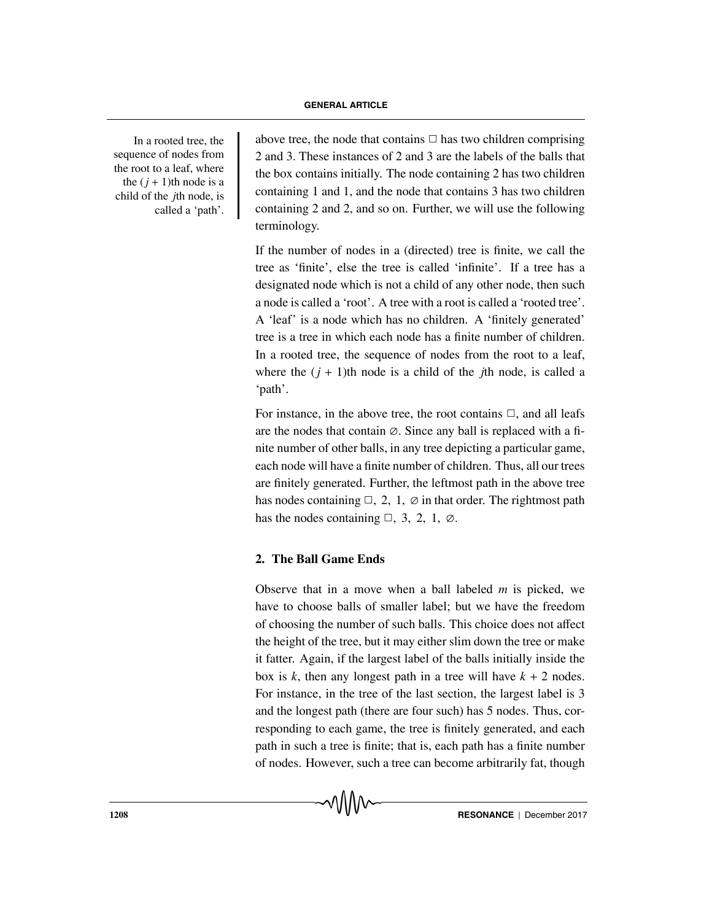above tree, the node that contains □ has two children comprising 2 and 3. These instances of 2 and 3 are the labels of the balls that the box contains initially. The node containing 2 has two children containing 1 and 1, and the node that contains 3 has two children containing 2 and 2, and so on. Further, we will use the following terminology.

In a rooted tree, the sequence of nodes from the root to a leaf, where the $(j+1)$th node is a child of the $j$th node, is called a 'path'.

If the number of nodes in a (directed) tree is finite, we call the tree as 'finite', else the tree is called 'infinite'. If a tree has a designated node which is not a child of any other node, then such a node is called a 'root'. A tree with a root is called a 'rooted tree'. A 'leaf' is a node which has no children. A 'finitely generated' tree is a tree in which each node has a finite number of children. In a rooted tree, the sequence of nodes from the root to a leaf, where the $(j+1)$th node is a child of the $j$th node, is called a 'path'.

For instance, in the above tree, the root contains □, and all leafs are the nodes that contain ∅. Since any ball is replaced with a finite number of other balls, in any tree depicting a particular game, each node will have a finite number of children. Thus, all our trees are finitely generated. Further, the leftmost path in the above tree has nodes containing □, 2, 1, ∅ in that order. The rightmost path has the nodes containing □, 3, 2, 1, ∅.

## 2. The Ball Game Ends

Observe that in a move when a ball labeled $m$ is picked, we have to choose balls of smaller label; but we have the freedom of choosing the number of such balls. This choice does not affect the height of the tree, but it may either slim down the tree or make it fatter. Again, if the largest label of the balls initially inside the box is $k$, then any longest path in a tree will have $k+2$ nodes. For instance, in the tree of the last section, the largest label is 3 and the longest path (there are four such) has 5 nodes. Thus, corresponding to each game, the tree is finitely generated, and each path in such a tree is finite; that is, each path has a finite number of nodes. However, such a tree can become arbitrarily fat, though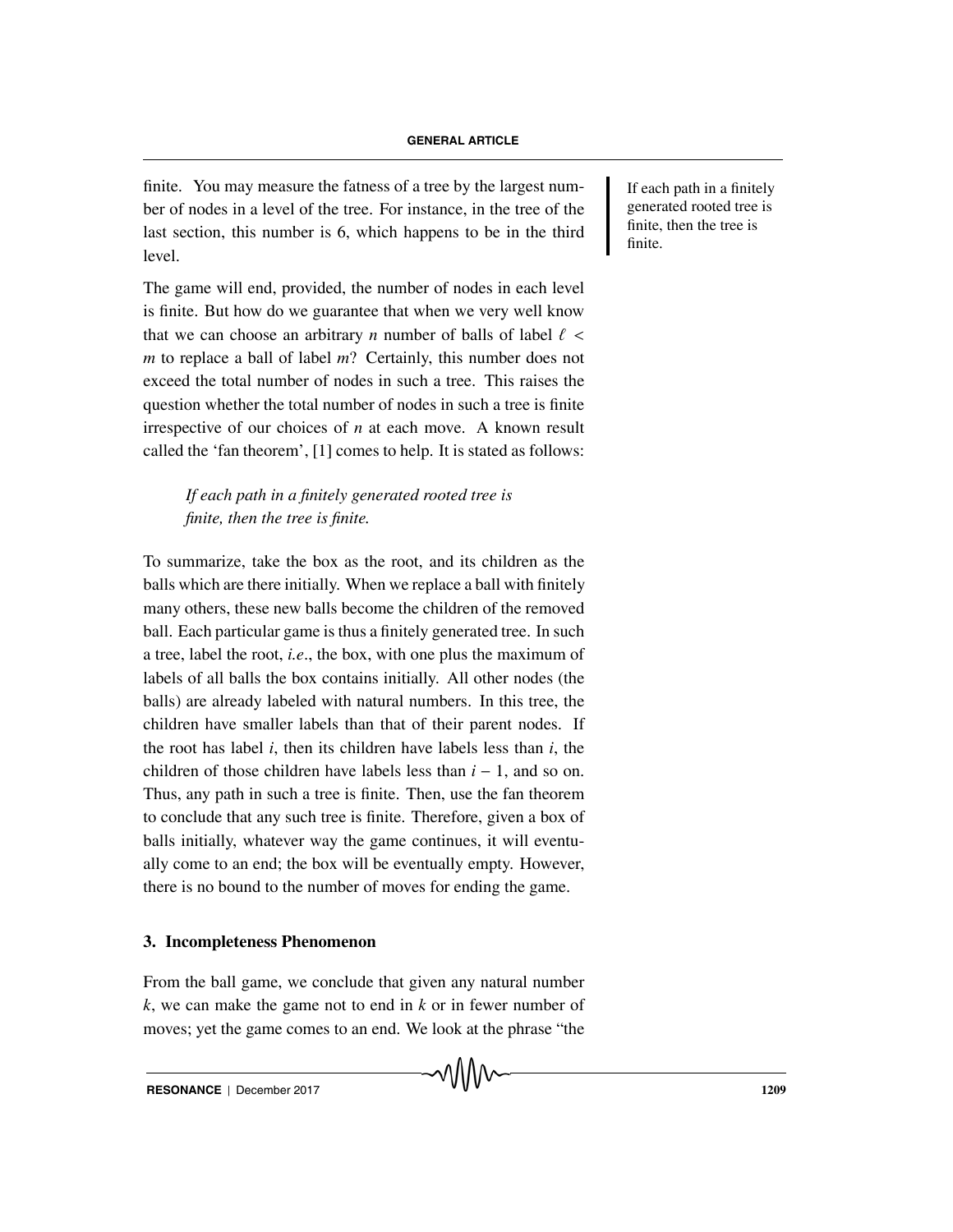finite. You may measure the fatness of a tree by the largest number of nodes in a level of the tree. For instance, in the tree of the last section, this number is 6, which happens to be in the third level.

If each path in a finitely generated rooted tree is finite, then the tree is finite.

The game will end, provided, the number of nodes in each level is finite. But how do we guarantee that when we very well know that we can choose an arbitrary $n$ number of balls of label $\ell < m$ to replace a ball of label $m$? Certainly, this number does not exceed the total number of nodes in such a tree. This raises the question whether the total number of nodes in such a tree is finite irrespective of our choices of $n$ at each move. A known result called the 'fan theorem', [1] comes to help. It is stated as follows:

> *If each path in a finitely generated rooted tree is finite, then the tree is finite.*

To summarize, take the box as the root, and its children as the balls which are there initially. When we replace a ball with finitely many others, these new balls become the children of the removed ball. Each particular game is thus a finitely generated tree. In such a tree, label the root, *i.e.*, the box, with one plus the maximum of labels of all balls the box contains initially. All other nodes (the balls) are already labeled with natural numbers. In this tree, the children have smaller labels than that of their parent nodes. If the root has label $i$, then its children have labels less than $i$, the children of those children have labels less than $i - 1$, and so on. Thus, any path in such a tree is finite. Then, use the fan theorem to conclude that any such tree is finite. Therefore, given a box of balls initially, whatever way the game continues, it will eventually come to an end; the box will be eventually empty. However, there is no bound to the number of moves for ending the game.

### 3. Incompleteness Phenomenon

From the ball game, we conclude that given any natural number $k$, we can make the game not to end in $k$ or in fewer number of moves; yet the game comes to an end. We look at the phrase "the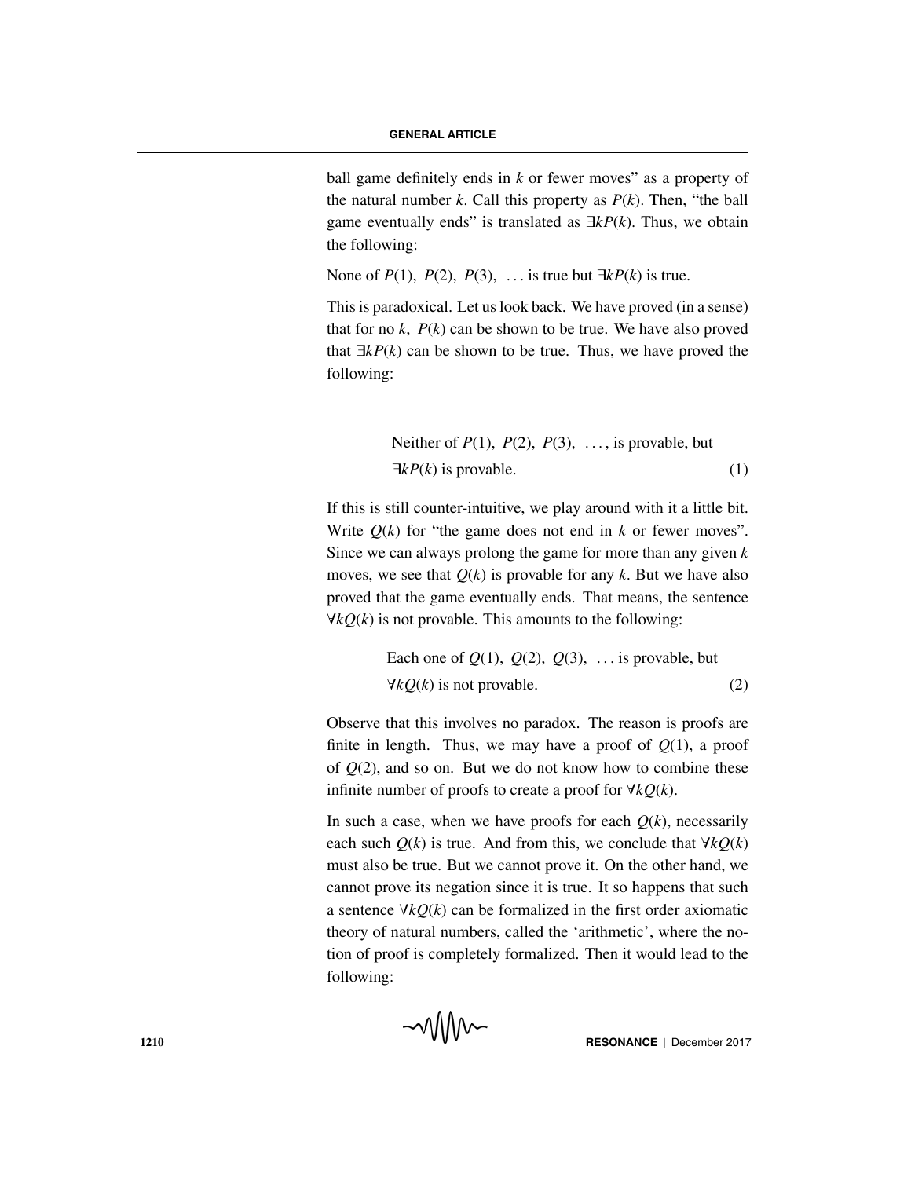ball game definitely ends in $k$ or fewer moves" as a property of the natural number $k$. Call this property as $P(k)$. Then, "the ball game eventually ends" is translated as $\exists k P(k)$. Thus, we obtain the following:

None of $P(1)$, $P(2)$, $P(3)$, ... is true but $\exists k P(k)$ is true.

This is paradoxical. Let us look back. We have proved (in a sense) that for no $k$, $P(k)$ can be shown to be true. We have also proved that $\exists k P(k)$ can be shown to be true. Thus, we have proved the following:

$$\text{Neither of } P(1),\ P(2),\ P(3),\ \ldots, \text{ is provable, but } \exists k P(k) \text{ is provable.} \tag{1}$$

If this is still counter-intuitive, we play around with it a little bit. Write $Q(k)$ for "the game does not end in $k$ or fewer moves". Since we can always prolong the game for more than any given $k$ moves, we see that $Q(k)$ is provable for any $k$. But we have also proved that the game eventually ends. That means, the sentence $\forall k Q(k)$ is not provable. This amounts to the following:

$$\text{Each one of } Q(1),\ Q(2),\ Q(3),\ \ldots \text{ is provable, but } \forall k Q(k) \text{ is not provable.} \tag{2}$$

Observe that this involves no paradox. The reason is proofs are finite in length. Thus, we may have a proof of $Q(1)$, a proof of $Q(2)$, and so on. But we do not know how to combine these infinite number of proofs to create a proof for $\forall k Q(k)$.

In such a case, when we have proofs for each $Q(k)$, necessarily each such $Q(k)$ is true. And from this, we conclude that $\forall k Q(k)$ must also be true. But we cannot prove it. On the other hand, we cannot prove its negation since it is true. It so happens that such a sentence $\forall k Q(k)$ can be formalized in the first order axiomatic theory of natural numbers, called the 'arithmetic', where the notion of proof is completely formalized. Then it would lead to the following: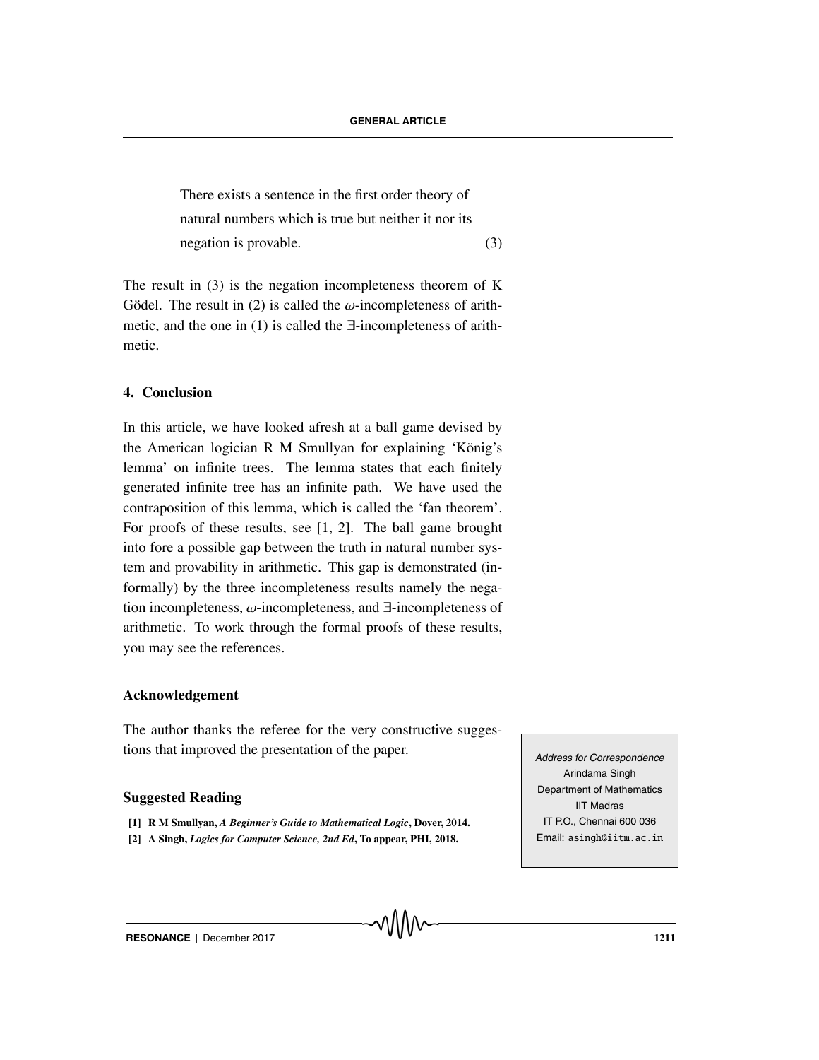There exists a sentence in the first order theory of natural numbers which is true but neither it nor its negation is provable. (3)

The result in (3) is the negation incompleteness theorem of K Gödel. The result in (2) is called the $\omega$-incompleteness of arithmetic, and the one in (1) is called the $\exists$-incompleteness of arithmetic.

## 4. Conclusion

In this article, we have looked afresh at a ball game devised by the American logician R M Smullyan for explaining 'König's lemma' on infinite trees. The lemma states that each finitely generated infinite tree has an infinite path. We have used the contraposition of this lemma, which is called the 'fan theorem'. For proofs of these results, see [1, 2]. The ball game brought into fore a possible gap between the truth in natural number system and provability in arithmetic. This gap is demonstrated (informally) by the three incompleteness results namely the negation incompleteness, $\omega$-incompleteness, and $\exists$-incompleteness of arithmetic. To work through the formal proofs of these results, you may see the references.

### Acknowledgement

The author thanks the referee for the very constructive suggestions that improved the presentation of the paper.

*Address for Correspondence*
Arindama Singh
Department of Mathematics
IIT Madras
IT P.O., Chennai 600 036
Email: asingh@iitm.ac.in

### Suggested Reading

[1] R M Smullyan, *A Beginner's Guide to Mathematical Logic*, Dover, 2014.

[2] A Singh, *Logics for Computer Science, 2nd Ed*, To appear, PHI, 2018.